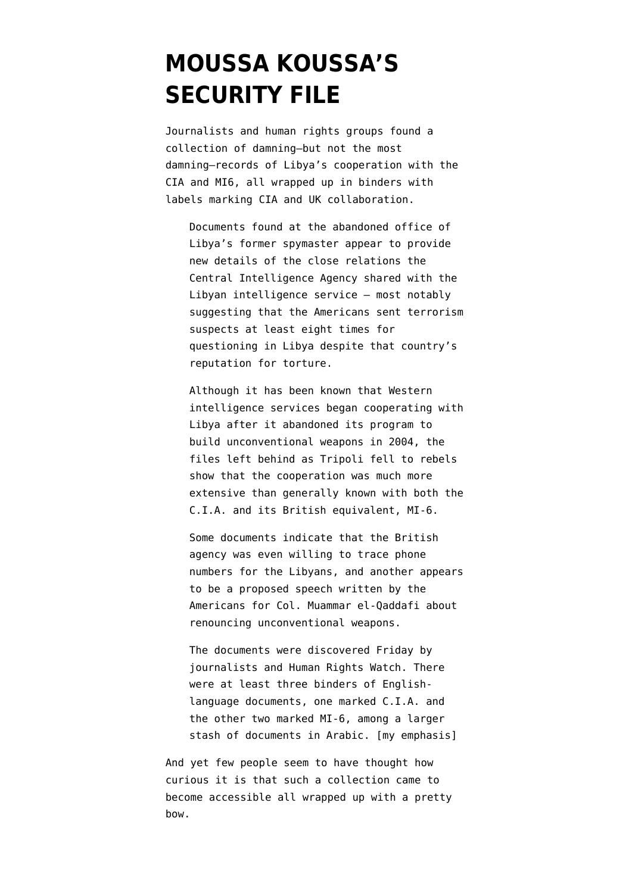# MOUSSA KOUSSA'S SECURITY FILE

Journalists and human rights groups found a collection of damning—but not the most damning—records of Libya's cooperation with the CIA and MI6, all wrapped up in binders with labels marking CIA and UK collaboration.

> Documents found at the abandoned office of Libya's former spymaster appear to provide new details of the close relations the Central Intelligence Agency shared with the Libyan intelligence service — most notably suggesting that the Americans sent terrorism suspects at least eight times for questioning in Libya despite that country's reputation for torture.
>
> Although it has been known that Western intelligence services began cooperating with Libya after it abandoned its program to build unconventional weapons in 2004, the files left behind as Tripoli fell to rebels show that the cooperation was much more extensive than generally known with both the C.I.A. and its British equivalent, MI-6.
>
> Some documents indicate that the British agency was even willing to trace phone numbers for the Libyans, and another appears to be a proposed speech written by the Americans for Col. Muammar el-Qaddafi about renouncing unconventional weapons.
>
> The documents were discovered Friday by journalists and Human Rights Watch. There were at least three binders of English-language documents, one marked C.I.A. and the other two marked MI-6, among a larger stash of documents in Arabic. [my emphasis]

And yet few people seem to have thought how curious it is that such a collection came to become accessible all wrapped up with a pretty bow.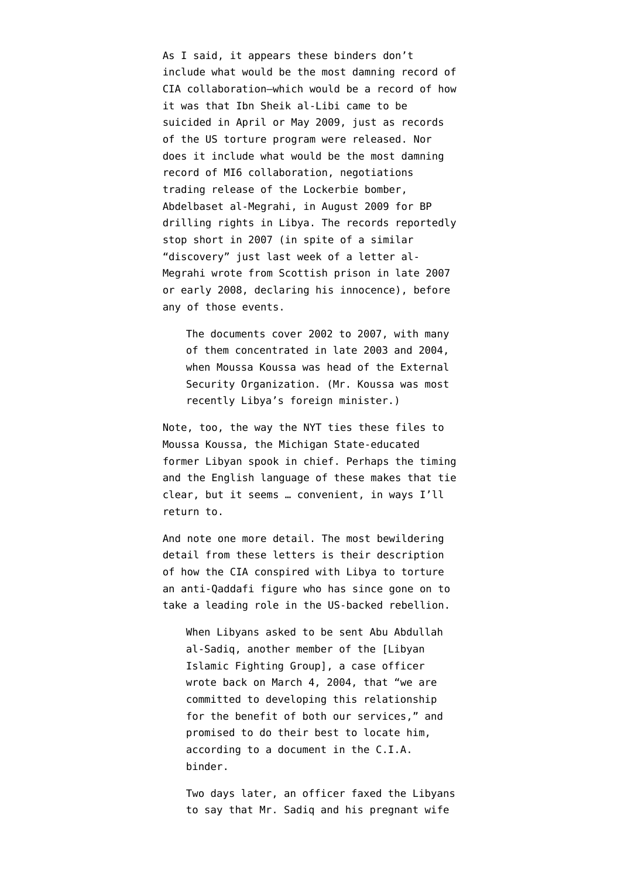As I said, it appears these binders don't include what would be the most damning record of CIA collaboration–which would be a record of how it was that Ibn Sheik al-Libi came to be suicided in April or May 2009, just as records of the US torture program were released. Nor does it include what would be the most damning record of MI6 collaboration, negotiations trading release of the Lockerbie bomber, Abdelbaset al-Megrahi, in August 2009 for BP drilling rights in Libya. The records reportedly stop short in 2007 (in spite of a similar "discovery" just last week of a letter al-Megrahi wrote from Scottish prison in late 2007 or early 2008, declaring his innocence), before any of those events.

> The documents cover 2002 to 2007, with many of them concentrated in late 2003 and 2004, when Moussa Koussa was head of the External Security Organization. (Mr. Koussa was most recently Libya's foreign minister.)

Note, too, the way the NYT ties these files to Moussa Koussa, the Michigan State-educated former Libyan spook in chief. Perhaps the timing and the English language of these makes that tie clear, but it seems … convenient, in ways I'll return to.

And note one more detail. The most bewildering detail from these letters is their description of how the CIA conspired with Libya to torture an anti-Qaddafi figure who has since gone on to take a leading role in the US-backed rebellion.

> When Libyans asked to be sent Abu Abdullah al-Sadiq, another member of the [Libyan Islamic Fighting Group], a case officer wrote back on March 4, 2004, that "we are committed to developing this relationship for the benefit of both our services," and promised to do their best to locate him, according to a document in the C.I.A. binder.
>
> Two days later, an officer faxed the Libyans to say that Mr. Sadiq and his pregnant wife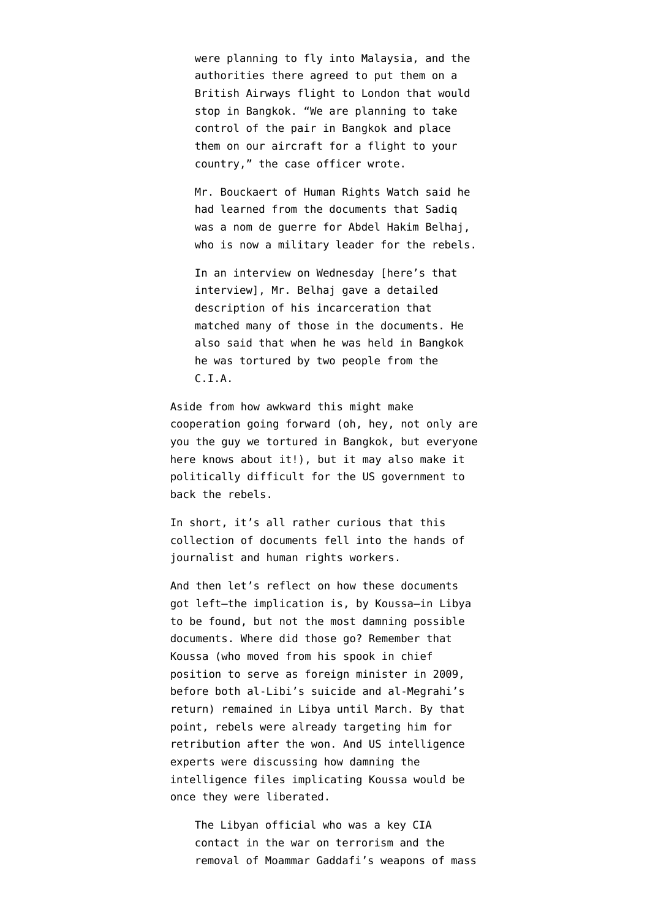> were planning to fly into Malaysia, and the authorities there agreed to put them on a British Airways flight to London that would stop in Bangkok. "We are planning to take control of the pair in Bangkok and place them on our aircraft for a flight to your country," the case officer wrote.
>
> Mr. Bouckaert of Human Rights Watch said he had learned from the documents that Sadiq was a nom de guerre for Abdel Hakim Belhaj, who is now a military leader for the rebels.
>
> In an interview on Wednesday [here's that interview], Mr. Belhaj gave a detailed description of his incarceration that matched many of those in the documents. He also said that when he was held in Bangkok he was tortured by two people from the C.I.A.

Aside from how awkward this might make cooperation going forward (oh, hey, not only are you the guy we tortured in Bangkok, but everyone here knows about it!), but it may also make it politically difficult for the US government to back the rebels.

In short, it's all rather curious that this collection of documents fell into the hands of journalist and human rights workers.

And then let's reflect on how these documents got left—the implication is, by Koussa—in Libya to be found, but not the most damning possible documents. Where did those go? Remember that Koussa (who moved from his spook in chief position to serve as foreign minister in 2009, before both al-Libi's suicide and al-Megrahi's return) remained in Libya until March. By that point, rebels were already targeting him for retribution after the won. And US intelligence experts were discussing how damning the intelligence files implicating Koussa would be once they were liberated.

> The Libyan official who was a key CIA contact in the war on terrorism and the removal of Moammar Gaddafi's weapons of mass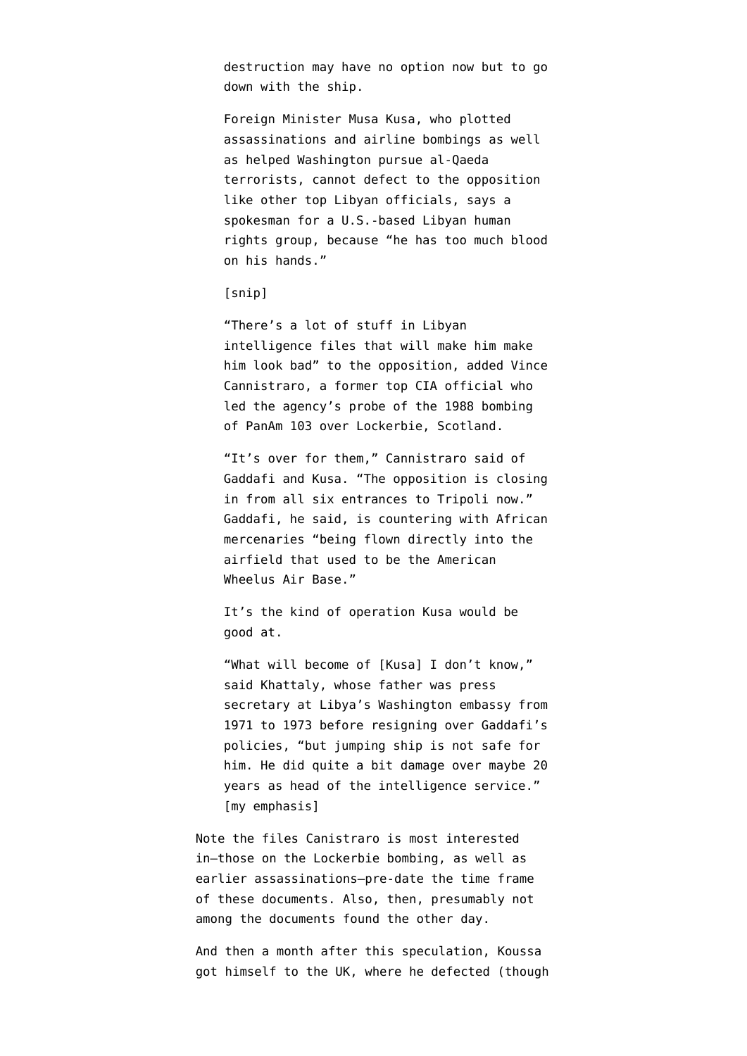> destruction may have no option now but to go down with the ship.
>
> Foreign Minister Musa Kusa, who plotted assassinations and airline bombings as well as helped Washington pursue al-Qaeda terrorists, cannot defect to the opposition like other top Libyan officials, says a spokesman for a U.S.-based Libyan human rights group, because "he has too much blood on his hands."
>
> [snip]
>
> "There's a lot of stuff in Libyan intelligence files that will make him make him look bad" to the opposition, added Vince Cannistraro, a former top CIA official who led the agency's probe of the 1988 bombing of PanAm 103 over Lockerbie, Scotland.
>
> "It's over for them," Cannistraro said of Gaddafi and Kusa. "The opposition is closing in from all six entrances to Tripoli now." Gaddafi, he said, is countering with African mercenaries "being flown directly into the airfield that used to be the American Wheelus Air Base."
>
> It's the kind of operation Kusa would be good at.
>
> "What will become of [Kusa] I don't know," said Khattaly, whose father was press secretary at Libya's Washington embassy from 1971 to 1973 before resigning over Gaddafi's policies, "but jumping ship is not safe for him. He did quite a bit damage over maybe 20 years as head of the intelligence service." [my emphasis]

Note the files Canistraro is most interested in—those on the Lockerbie bombing, as well as earlier assassinations—pre-date the time frame of these documents. Also, then, presumably not among the documents found the other day.

And then a month after this speculation, Koussa got himself to the UK, where he defected (though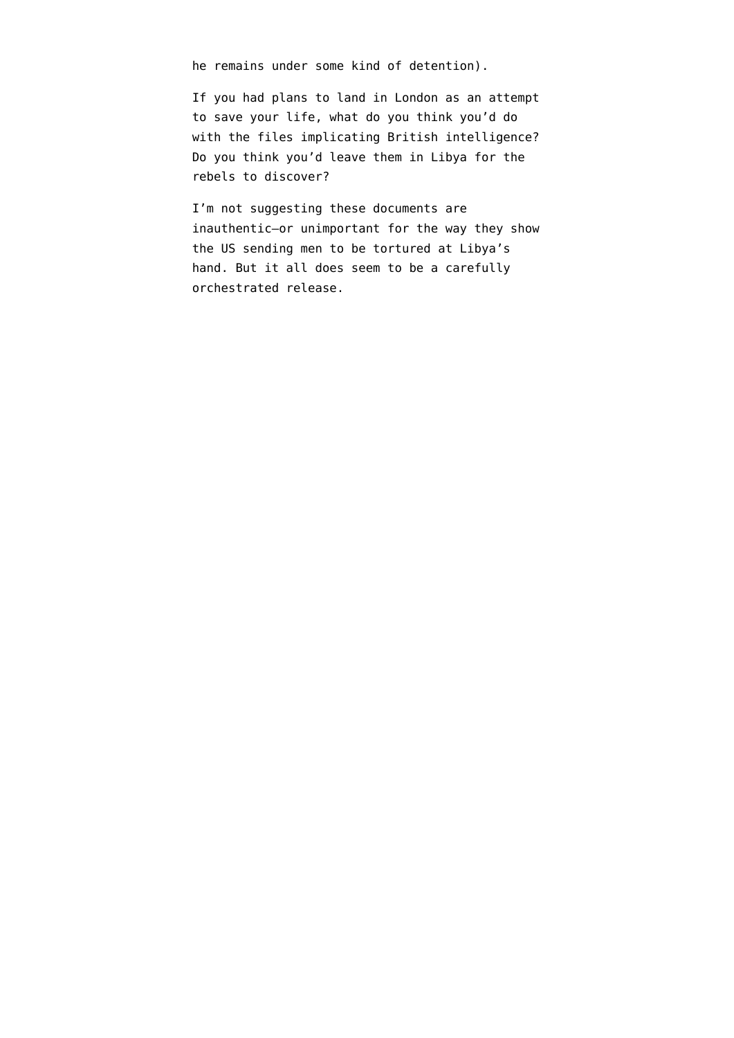he remains under some kind of detention).

If you had plans to land in London as an attempt to save your life, what do you think you'd do with the files implicating British intelligence? Do you think you'd leave them in Libya for the rebels to discover?

I'm not suggesting these documents are inauthentic—or unimportant for the way they show the US sending men to be tortured at Libya's hand. But it all does seem to be a carefully orchestrated release.